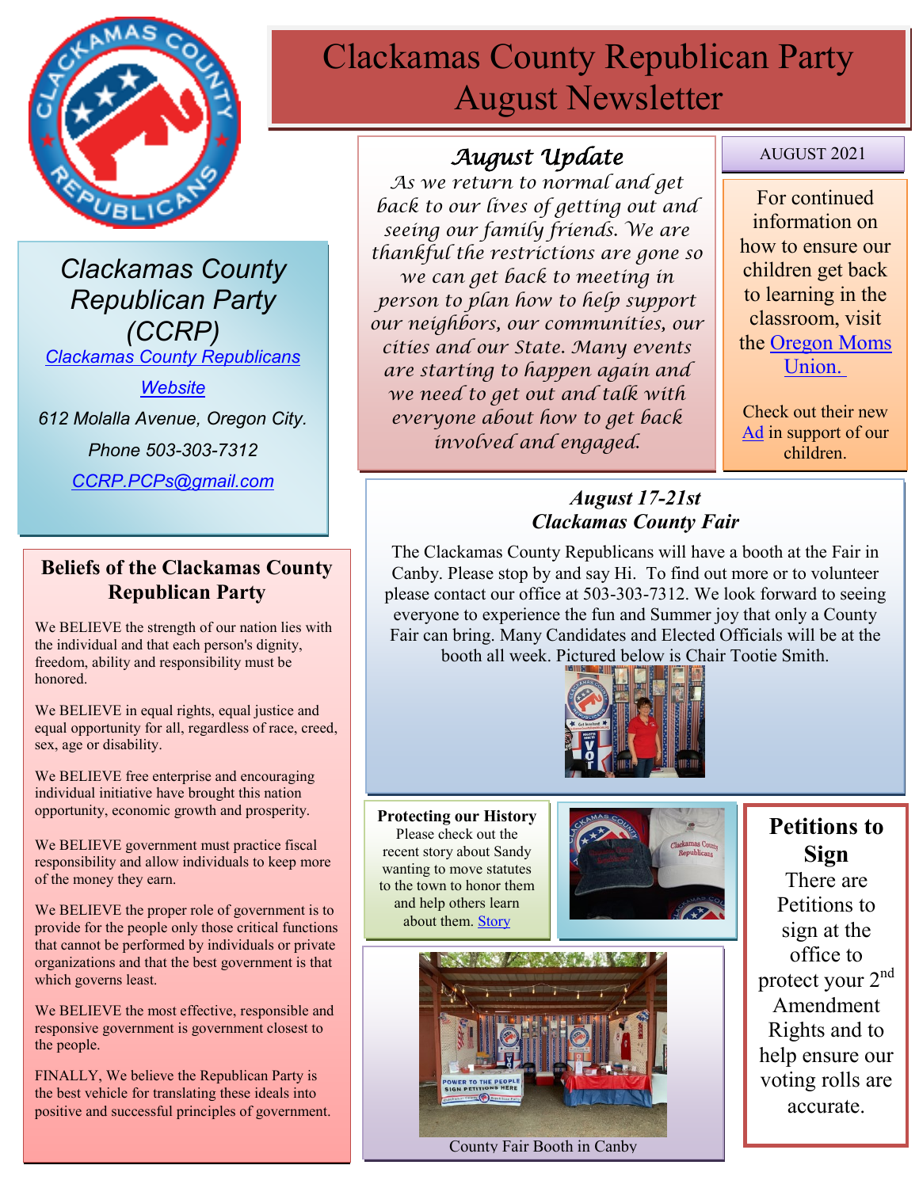# Clackamas County Republican Party August Newsletter

## Clackamas County Republican Party (CCRP)

*Clackamas County Republicans Website*

*612 Molalla Avenue, Oregon City.*

*Phone 503-303-7312*

*CCRP.PCPs@gmail.com*

## Beliefs of the Clackamas County Republican Party

We BELIEVE the strength of our nation lies with the individual and that each person's dignity, freedom, ability and responsibility must be honored.

We BELIEVE in equal rights, equal justice and equal opportunity for all, regardless of race, creed, sex, age or disability.

We BELIEVE free enterprise and encouraging individual initiative have brought this nation opportunity, economic growth and prosperity.

We BELIEVE government must practice fiscal responsibility and allow individuals to keep more of the money they earn.

We BELIEVE the proper role of government is to provide for the people only those critical functions that cannot be performed by individuals or private organizations and that the best government is that which governs least.

We BELIEVE the most effective, responsible and responsive government is government closest to the people.

FINALLY, We believe the Republican Party is the best vehicle for translating these ideals into positive and successful principles of government.

## *August Update*

*As we return to normal and get back to our lives of getting out and seeing our family friends. We are thankful the restrictions are gone so we can get back to meeting in person to plan how to help support our neighbors, our communities, our cities and our State. Many events are starting to happen again and we need to get out and talk with everyone about how to get back involved and engaged.*

AUGUST 2021

For continued information on how to ensure our children get back to learning in the classroom, visit the Oregon Moms Union.

Check out their new Ad in support of our children.

## *August 17-21st Clackamas County Fair*

The Clackamas County Republicans will have a booth at the Fair in Canby. Please stop by and say Hi. To find out more or to volunteer please contact our office at 503-303-7312. We look forward to seeing everyone to experience the fun and Summer joy that only a County Fair can bring. Many Candidates and Elected Officials will be at the booth all week. Pictured below is Chair Tootie Smith.

**Protecting our History**

Please check out the recent story about Sandy wanting to move statutes to the town to honor them and help others learn about them. Story

County Fair Booth in Canby

## Petitions to Sign

There are Petitions to sign at the office to protect your 2nd Amendment Rights and to help ensure our voting rolls are accurate.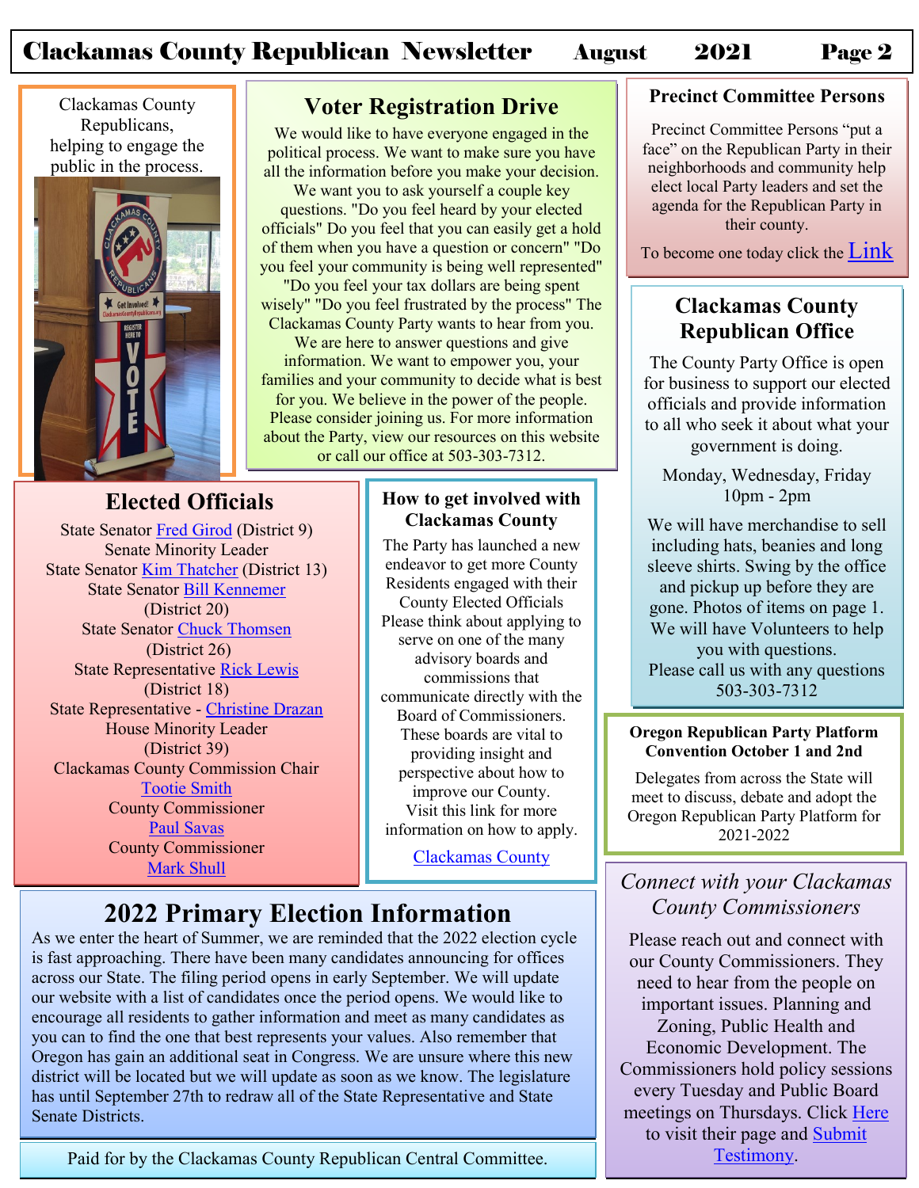Clackamas County Republicans, helping to engage the public in the process.

## Voter Registration Drive

We would like to have everyone engaged in the political process. We want to make sure you have all the information before you make your decision. We want you to ask yourself a couple key questions. "Do you feel heard by your elected officials" Do you feel that you can easily get a hold of them when you have a question or concern" "Do you feel your community is being well represented" "Do you feel your tax dollars are being spent wisely" "Do you feel frustrated by the process" The Clackamas County Party wants to hear from you. We are here to answer questions and give information. We want to empower you, your families and your community to decide what is best for you. We believe in the power of the people. Please consider joining us. For more information about the Party, view our resources on this website or call our office at 503-303-7312.

### Precinct Committee Persons

Precinct Committee Persons "put a face" on the Republican Party in their neighborhoods and community help elect local Party leaders and set the agenda for the Republican Party in their county.

To become one today click the Link

## Elected Officials

State Senator Fred Girod (District 9)
Senate Minority Leader
State Senator Kim Thatcher (District 13)
State Senator Bill Kennemer (District 20)
State Senator Chuck Thomsen (District 26)
State Representative Rick Lewis (District 18)
State Representative - Christine Drazan
House Minority Leader (District 39)
Clackamas County Commission Chair Tootie Smith
County Commissioner Paul Savas
County Commissioner Mark Shull

### How to get involved with Clackamas County

The Party has launched a new endeavor to get more County Residents engaged with their County Elected Officials Please think about applying to serve on one of the many advisory boards and commissions that communicate directly with the Board of Commissioners. These boards are vital to providing insight and perspective about how to improve our County. Visit this link for more information on how to apply.

Clackamas County

## Clackamas County Republican Office

The County Party Office is open for business to support our elected officials and provide information to all who seek it about what your government is doing.

Monday, Wednesday, Friday
10pm - 2pm

We will have merchandise to sell including hats, beanies and long sleeve shirts. Swing by the office and pickup up before they are gone. Photos of items on page 1. We will have Volunteers to help you with questions.
Please call us with any questions 503-303-7312

### Oregon Republican Party Platform Convention October 1 and 2nd

Delegates from across the State will meet to discuss, debate and adopt the Oregon Republican Party Platform for 2021-2022

## 2022 Primary Election Information

As we enter the heart of Summer, we are reminded that the 2022 election cycle is fast approaching. There have been many candidates announcing for offices across our State. The filing period opens in early September. We will update our website with a list of candidates once the period opens. We would like to encourage all residents to gather information and meet as many candidates as you can to find the one that best represents your values. Also remember that Oregon has gain an additional seat in Congress. We are unsure where this new district will be located but we will update as soon as we know. The legislature has until September 27th to redraw all of the State Representative and State Senate Districts.

### *Connect with your Clackamas County Commissioners*

Please reach out and connect with our County Commissioners. They need to hear from the people on important issues. Planning and Zoning, Public Health and Economic Development. The Commissioners hold policy sessions every Tuesday and Public Board meetings on Thursdays. Click Here to visit their page and Submit Testimony.

Paid for by the Clackamas County Republican Central Committee.